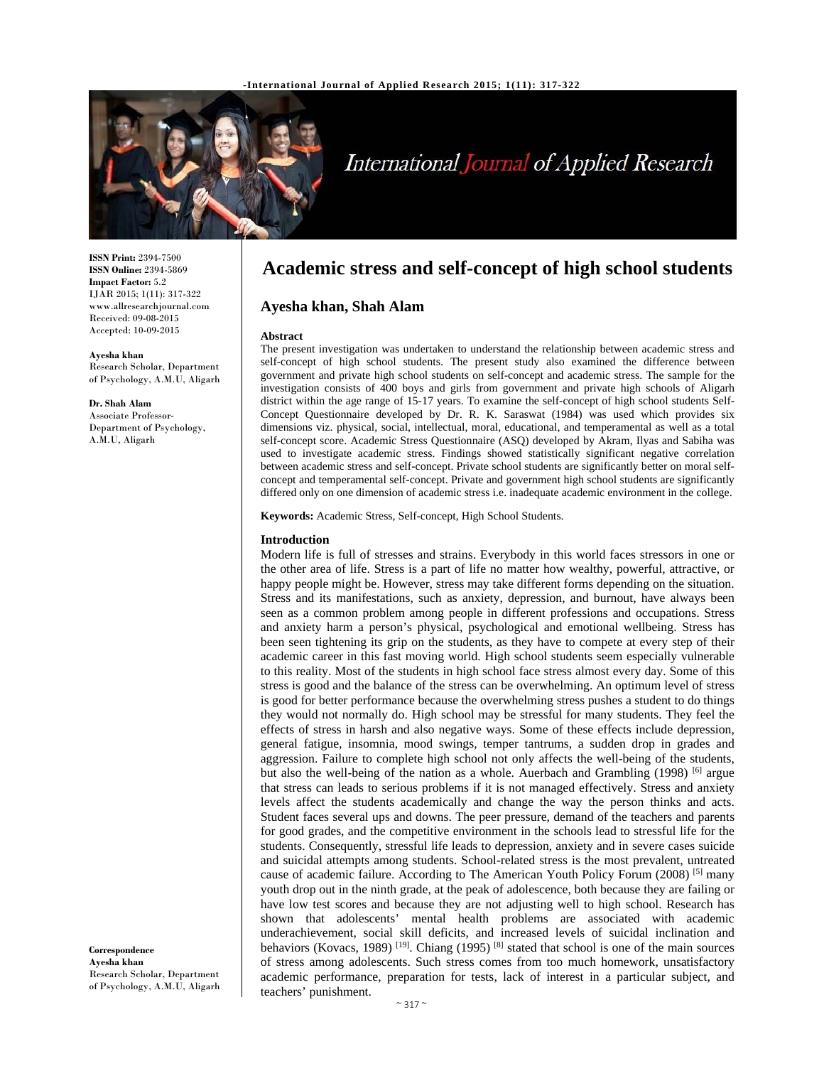**ISSN Print:** 2394-7500
**ISSN Online:** 2394-5869
**Impact Factor:** 5.2
IJAR 2015; 1(11): 317-322
www.allresearchjournal.com
Received: 09-08-2015
Accepted: 10-09-2015

**Ayesha khan**
Research Scholar, Department of Psychology, A.M.U, Aligarh

**Dr. Shah Alam**
Associate Professor-Department of Psychology, A.M.U, Aligarh

**Correspondence**
**Ayesha khan**
Research Scholar, Department of Psychology, A.M.U, Aligarh

# Academic stress and self-concept of high school students

## Ayesha khan, Shah Alam

### Abstract

The present investigation was undertaken to understand the relationship between academic stress and self-concept of high school students. The present study also examined the difference between government and private high school students on self-concept and academic stress. The sample for the investigation consists of 400 boys and girls from government and private high schools of Aligarh district within the age range of 15-17 years. To examine the self-concept of high school students Self-Concept Questionnaire developed by Dr. R. K. Saraswat (1984) was used which provides six dimensions viz. physical, social, intellectual, moral, educational, and temperamental as well as a total self-concept score. Academic Stress Questionnaire (ASQ) developed by Akram, Ilyas and Sabiha was used to investigate academic stress. Findings showed statistically significant negative correlation between academic stress and self-concept. Private school students are significantly better on moral self-concept and temperamental self-concept. Private and government high school students are significantly differed only on one dimension of academic stress i.e. inadequate academic environment in the college.

**Keywords:** Academic Stress, Self-concept, High School Students.

### Introduction

Modern life is full of stresses and strains. Everybody in this world faces stressors in one or the other area of life. Stress is a part of life no matter how wealthy, powerful, attractive, or happy people might be. However, stress may take different forms depending on the situation. Stress and its manifestations, such as anxiety, depression, and burnout, have always been seen as a common problem among people in different professions and occupations. Stress and anxiety harm a person's physical, psychological and emotional wellbeing. Stress has been seen tightening its grip on the students, as they have to compete at every step of their academic career in this fast moving world. High school students seem especially vulnerable to this reality. Most of the students in high school face stress almost every day. Some of this stress is good and the balance of the stress can be overwhelming. An optimum level of stress is good for better performance because the overwhelming stress pushes a student to do things they would not normally do. High school may be stressful for many students. They feel the effects of stress in harsh and also negative ways. Some of these effects include depression, general fatigue, insomnia, mood swings, temper tantrums, a sudden drop in grades and aggression. Failure to complete high school not only affects the well-being of the students, but also the well-being of the nation as a whole. Auerbach and Grambling (1998) [6] argue that stress can leads to serious problems if it is not managed effectively. Stress and anxiety levels affect the students academically and change the way the person thinks and acts. Student faces several ups and downs. The peer pressure, demand of the teachers and parents for good grades, and the competitive environment in the schools lead to stressful life for the students. Consequently, stressful life leads to depression, anxiety and in severe cases suicide and suicidal attempts among students. School-related stress is the most prevalent, untreated cause of academic failure. According to The American Youth Policy Forum (2008) [5] many youth drop out in the ninth grade, at the peak of adolescence, both because they are failing or have low test scores and because they are not adjusting well to high school. Research has shown that adolescents' mental health problems are associated with academic underachievement, social skill deficits, and increased levels of suicidal inclination and behaviors (Kovacs, 1989) [19]. Chiang (1995) [8] stated that school is one of the main sources of stress among adolescents. Such stress comes from too much homework, unsatisfactory academic performance, preparation for tests, lack of interest in a particular subject, and teachers' punishment.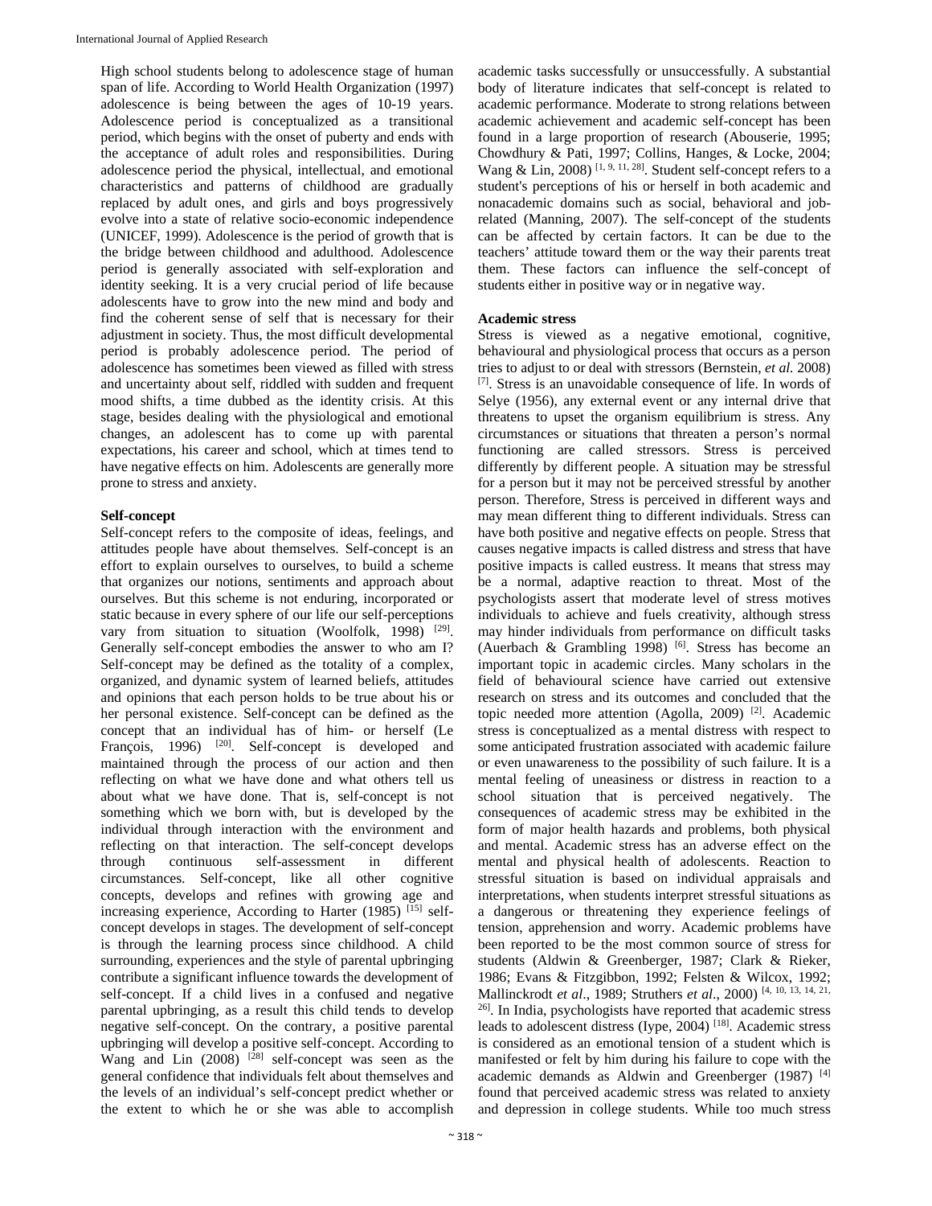High school students belong to adolescence stage of human span of life. According to World Health Organization (1997) adolescence is being between the ages of 10-19 years. Adolescence period is conceptualized as a transitional period, which begins with the onset of puberty and ends with the acceptance of adult roles and responsibilities. During adolescence period the physical, intellectual, and emotional characteristics and patterns of childhood are gradually replaced by adult ones, and girls and boys progressively evolve into a state of relative socio-economic independence (UNICEF, 1999). Adolescence is the period of growth that is the bridge between childhood and adulthood. Adolescence period is generally associated with self-exploration and identity seeking. It is a very crucial period of life because adolescents have to grow into the new mind and body and find the coherent sense of self that is necessary for their adjustment in society. Thus, the most difficult developmental period is probably adolescence period. The period of adolescence has sometimes been viewed as filled with stress and uncertainty about self, riddled with sudden and frequent mood shifts, a time dubbed as the identity crisis. At this stage, besides dealing with the physiological and emotional changes, an adolescent has to come up with parental expectations, his career and school, which at times tend to have negative effects on him. Adolescents are generally more prone to stress and anxiety.

**Self-concept**

Self-concept refers to the composite of ideas, feelings, and attitudes people have about themselves. Self-concept is an effort to explain ourselves to ourselves, to build a scheme that organizes our notions, sentiments and approach about ourselves. But this scheme is not enduring, incorporated or static because in every sphere of our life our self-perceptions vary from situation to situation (Woolfolk, 1998) [29]. Generally self-concept embodies the answer to who am I? Self-concept may be defined as the totality of a complex, organized, and dynamic system of learned beliefs, attitudes and opinions that each person holds to be true about his or her personal existence. Self-concept can be defined as the concept that an individual has of him- or herself (Le François, 1996) [20]. Self-concept is developed and maintained through the process of our action and then reflecting on what we have done and what others tell us about what we have done. That is, self-concept is not something which we born with, but is developed by the individual through interaction with the environment and reflecting on that interaction. The self-concept develops through continuous self-assessment in different circumstances. Self-concept, like all other cognitive concepts, develops and refines with growing age and increasing experience, According to Harter (1985) [15] self-concept develops in stages. The development of self-concept is through the learning process since childhood. A child surrounding, experiences and the style of parental upbringing contribute a significant influence towards the development of self-concept. If a child lives in a confused and negative parental upbringing, as a result this child tends to develop negative self-concept. On the contrary, a positive parental upbringing will develop a positive self-concept. According to Wang and Lin (2008) [28] self-concept was seen as the general confidence that individuals felt about themselves and the levels of an individual's self-concept predict whether or the extent to which he or she was able to accomplish academic tasks successfully or unsuccessfully. A substantial body of literature indicates that self-concept is related to academic performance. Moderate to strong relations between academic achievement and academic self-concept has been found in a large proportion of research (Abouserie, 1995; Chowdhury & Pati, 1997; Collins, Hanges, & Locke, 2004; Wang & Lin, 2008) [1, 9, 11, 28]. Student self-concept refers to a student's perceptions of his or herself in both academic and nonacademic domains such as social, behavioral and job-related (Manning, 2007). The self-concept of the students can be affected by certain factors. It can be due to the teachers' attitude toward them or the way their parents treat them. These factors can influence the self-concept of students either in positive way or in negative way.

**Academic stress**

Stress is viewed as a negative emotional, cognitive, behavioural and physiological process that occurs as a person tries to adjust to or deal with stressors (Bernstein, *et al.* 2008) [7]. Stress is an unavoidable consequence of life. In words of Selye (1956), any external event or any internal drive that threatens to upset the organism equilibrium is stress. Any circumstances or situations that threaten a person's normal functioning are called stressors. Stress is perceived differently by different people. A situation may be stressful for a person but it may not be perceived stressful by another person. Therefore, Stress is perceived in different ways and may mean different thing to different individuals. Stress can have both positive and negative effects on people. Stress that causes negative impacts is called distress and stress that have positive impacts is called eustress. It means that stress may be a normal, adaptive reaction to threat. Most of the psychologists assert that moderate level of stress motives individuals to achieve and fuels creativity, although stress may hinder individuals from performance on difficult tasks (Auerbach & Grambling 1998) [6]. Stress has become an important topic in academic circles. Many scholars in the field of behavioural science have carried out extensive research on stress and its outcomes and concluded that the topic needed more attention (Agolla, 2009) [2]. Academic stress is conceptualized as a mental distress with respect to some anticipated frustration associated with academic failure or even unawareness to the possibility of such failure. It is a mental feeling of uneasiness or distress in reaction to a school situation that is perceived negatively. The consequences of academic stress may be exhibited in the form of major health hazards and problems, both physical and mental. Academic stress has an adverse effect on the mental and physical health of adolescents. Reaction to stressful situation is based on individual appraisals and interpretations, when students interpret stressful situations as a dangerous or threatening they experience feelings of tension, apprehension and worry. Academic problems have been reported to be the most common source of stress for students (Aldwin & Greenberger, 1987; Clark & Rieker, 1986; Evans & Fitzgibbon, 1992; Felsten & Wilcox, 1992; Mallinckrodt *et al*., 1989; Struthers *et al*., 2000) [4, 10, 13, 14, 21, 26]. In India, psychologists have reported that academic stress leads to adolescent distress (Iype, 2004) [18]. Academic stress is considered as an emotional tension of a student which is manifested or felt by him during his failure to cope with the academic demands as Aldwin and Greenberger (1987) [4] found that perceived academic stress was related to anxiety and depression in college students. While too much stress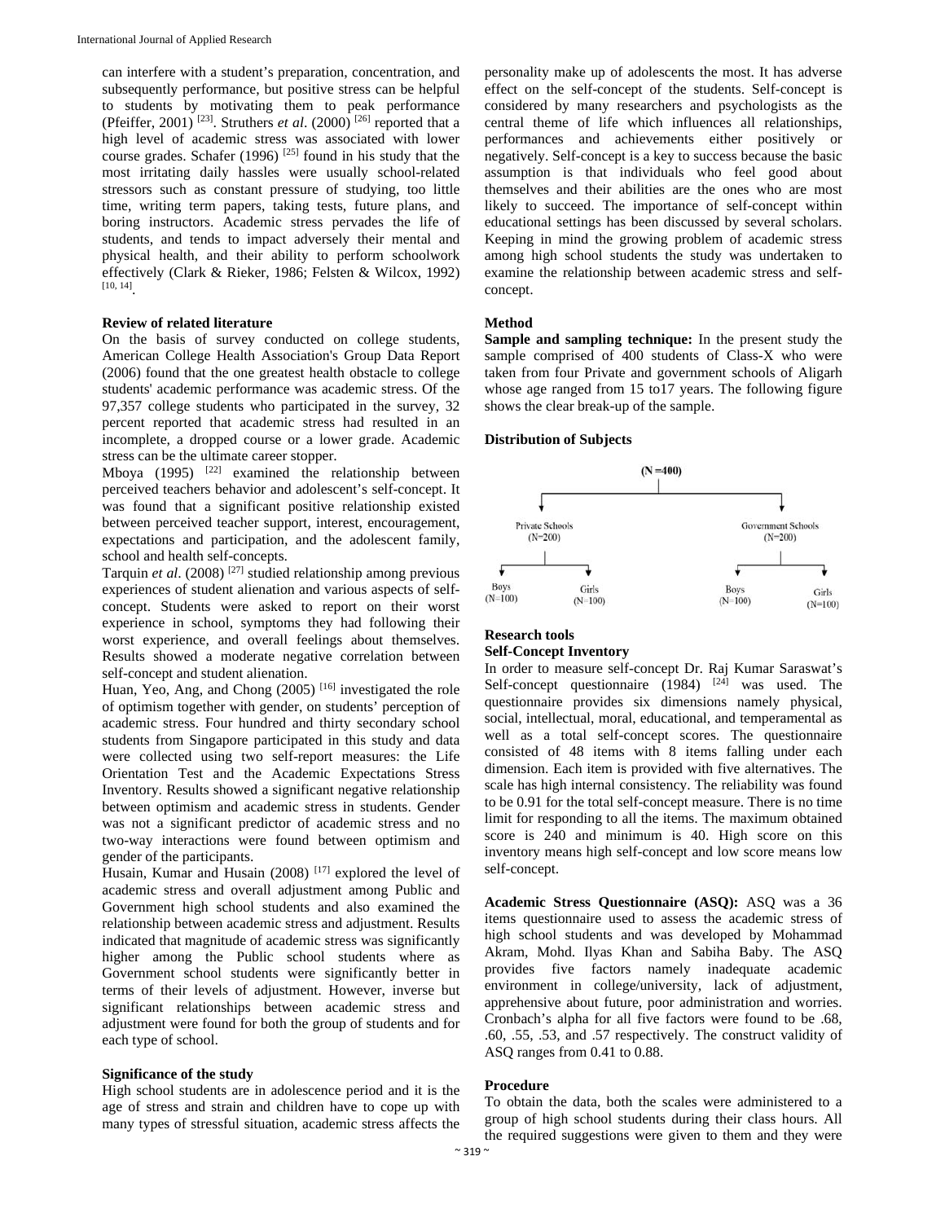can interfere with a student's preparation, concentration, and subsequently performance, but positive stress can be helpful to students by motivating them to peak performance (Pfeiffer, 2001) [23]. Struthers *et al*. (2000) [26] reported that a high level of academic stress was associated with lower course grades. Schafer (1996) [25] found in his study that the most irritating daily hassles were usually school-related stressors such as constant pressure of studying, too little time, writing term papers, taking tests, future plans, and boring instructors. Academic stress pervades the life of students, and tends to impact adversely their mental and physical health, and their ability to perform schoolwork effectively (Clark & Rieker, 1986; Felsten & Wilcox, 1992) [10, 14].

**Review of related literature**

On the basis of survey conducted on college students, American College Health Association's Group Data Report (2006) found that the one greatest health obstacle to college students' academic performance was academic stress. Of the 97,357 college students who participated in the survey, 32 percent reported that academic stress had resulted in an incomplete, a dropped course or a lower grade. Academic stress can be the ultimate career stopper.

Mboya (1995) [22] examined the relationship between perceived teachers behavior and adolescent's self-concept. It was found that a significant positive relationship existed between perceived teacher support, interest, encouragement, expectations and participation, and the adolescent family, school and health self-concepts.

Tarquin *et al*. (2008) [27] studied relationship among previous experiences of student alienation and various aspects of self-concept. Students were asked to report on their worst experience in school, symptoms they had following their worst experience, and overall feelings about themselves. Results showed a moderate negative correlation between self-concept and student alienation.

Huan, Yeo, Ang, and Chong (2005) [16] investigated the role of optimism together with gender, on students' perception of academic stress. Four hundred and thirty secondary school students from Singapore participated in this study and data were collected using two self-report measures: the Life Orientation Test and the Academic Expectations Stress Inventory. Results showed a significant negative relationship between optimism and academic stress in students. Gender was not a significant predictor of academic stress and no two-way interactions were found between optimism and gender of the participants.

Husain, Kumar and Husain (2008) [17] explored the level of academic stress and overall adjustment among Public and Government high school students and also examined the relationship between academic stress and adjustment. Results indicated that magnitude of academic stress was significantly higher among the Public school students where as Government school students were significantly better in terms of their levels of adjustment. However, inverse but significant relationships between academic stress and adjustment were found for both the group of students and for each type of school.

**Significance of the study**

High school students are in adolescence period and it is the age of stress and strain and children have to cope up with many types of stressful situation, academic stress affects the personality make up of adolescents the most. It has adverse effect on the self-concept of the students. Self-concept is considered by many researchers and psychologists as the central theme of life which influences all relationships, performances and achievements either positively or negatively. Self-concept is a key to success because the basic assumption is that individuals who feel good about themselves and their abilities are the ones who are most likely to succeed. The importance of self-concept within educational settings has been discussed by several scholars. Keeping in mind the growing problem of academic stress among high school students the study was undertaken to examine the relationship between academic stress and self-concept.

**Method**

**Sample and sampling technique:** In the present study the sample comprised of 400 students of Class-X who were taken from four Private and government schools of Aligarh whose age ranged from 15 to17 years. The following figure shows the clear break-up of the sample.

**Distribution of Subjects**

(N = 400)

- Private Schools (N=200)
  - Boys (N=100)
  - Girls (N=100)
- Government Schools (N=200)
  - Boys (N=100)
  - Girls (N=100)

**Research tools**

**Self-Concept Inventory**

In order to measure self-concept Dr. Raj Kumar Saraswat's Self-concept questionnaire (1984) [24] was used. The questionnaire provides six dimensions namely physical, social, intellectual, moral, educational, and temperamental as well as a total self-concept scores. The questionnaire consisted of 48 items with 8 items falling under each dimension. Each item is provided with five alternatives. The scale has high internal consistency. The reliability was found to be 0.91 for the total self-concept measure. There is no time limit for responding to all the items. The maximum obtained score is 240 and minimum is 40. High score on this inventory means high self-concept and low score means low self-concept.

**Academic Stress Questionnaire (ASQ):** ASQ was a 36 items questionnaire used to assess the academic stress of high school students and was developed by Mohammad Akram, Mohd. Ilyas Khan and Sabiha Baby. The ASQ provides five factors namely inadequate academic environment in college/university, lack of adjustment, apprehensive about future, poor administration and worries. Cronbach's alpha for all five factors were found to be .68, .60, .55, .53, and .57 respectively. The construct validity of ASQ ranges from 0.41 to 0.88.

**Procedure**

To obtain the data, both the scales were administered to a group of high school students during their class hours. All the required suggestions were given to them and they were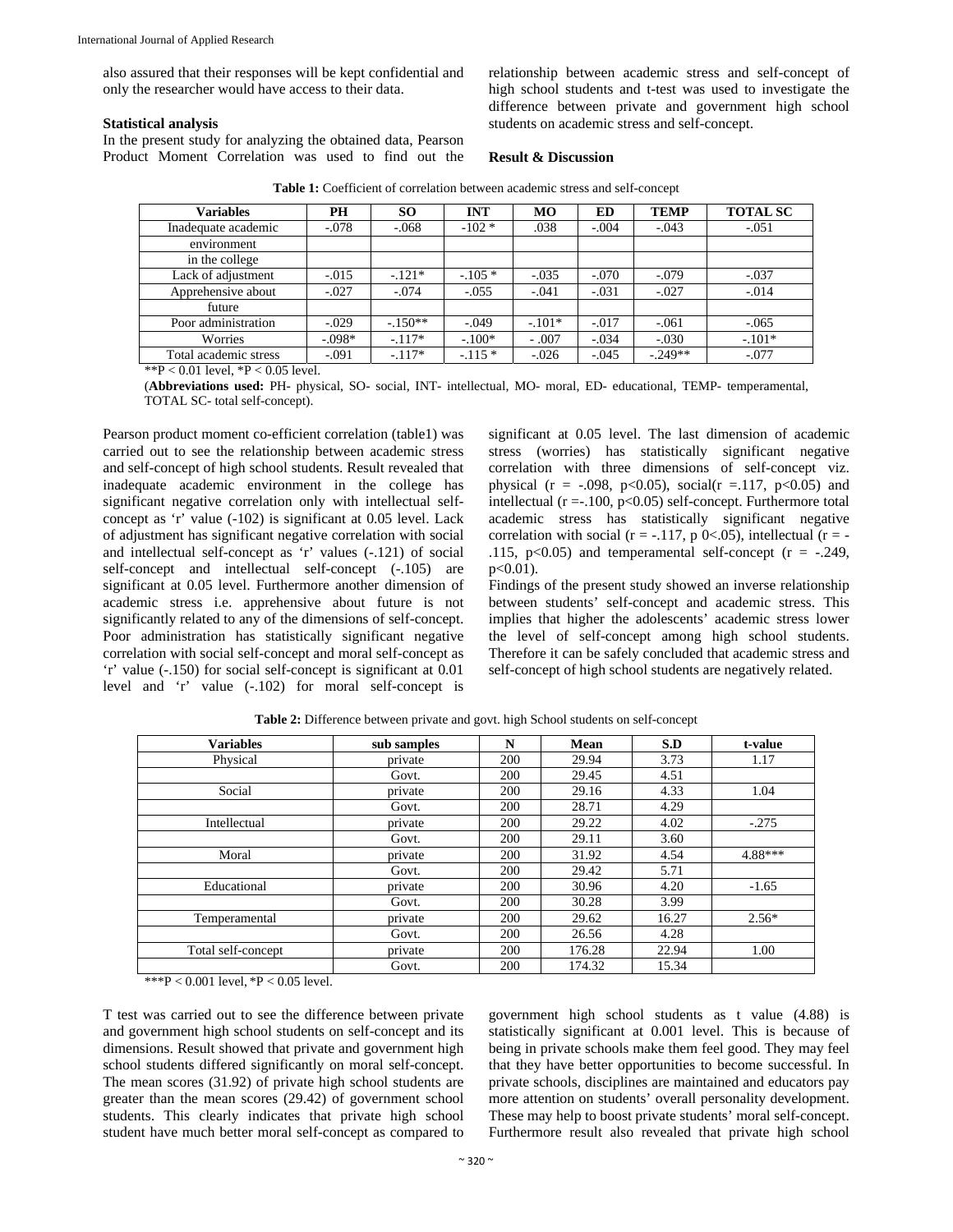also assured that their responses will be kept confidential and only the researcher would have access to their data.

### Statistical analysis

In the present study for analyzing the obtained data, Pearson Product Moment Correlation was used to find out the relationship between academic stress and self-concept of high school students and t-test was used to investigate the difference between private and government high school students on academic stress and self-concept.

### Result & Discussion

**Table 1:** Coefficient of correlation between academic stress and self-concept

| Variables | PH | SO | INT | MO | ED | TEMP | TOTAL SC |
|---|---|---|---|---|---|---|---|
| Inadequate academic environment in the college | -.078 | -.068 | -102 * | .038 | -.004 | -.043 | -.051 |
| Lack of adjustment | -.015 | -.121* | -.105 * | -.035 | -.070 | -.079 | -.037 |
| Apprehensive about future | -.027 | -.074 | -.055 | -.041 | -.031 | -.027 | -.014 |
| Poor administration | -.029 | -.150** | -.049 | -.101* | -.017 | -.061 | -.065 |
| Worries | -.098* | -.117* | -.100* | - .007 | -.034 | -.030 | -.101* |
| Total academic stress | -.091 | -.117* | -.115 * | -.026 | -.045 | -.249** | -.077 |

**P < 0.01 level, *P < 0.05 level.

(**Abbreviations used:** PH- physical, SO- social, INT- intellectual, MO- moral, ED- educational, TEMP- temperamental, TOTAL SC- total self-concept).

Pearson product moment co-efficient correlation (table1) was carried out to see the relationship between academic stress and self-concept of high school students. Result revealed that inadequate academic environment in the college has significant negative correlation only with intellectual self-concept as 'r' value (-102) is significant at 0.05 level. Lack of adjustment has significant negative correlation with social and intellectual self-concept as 'r' values (-.121) of social self-concept and intellectual self-concept (-.105) are significant at 0.05 level. Furthermore another dimension of academic stress i.e. apprehensive about future is not significantly related to any of the dimensions of self-concept. Poor administration has statistically significant negative correlation with social self-concept and moral self-concept as 'r' value (-.150) for social self-concept is significant at 0.01 level and 'r' value (-.102) for moral self-concept is significant at 0.05 level. The last dimension of academic stress (worries) has statistically significant negative correlation with three dimensions of self-concept viz. physical (r = -.098, p<0.05), social(r =.117, p<0.05) and intellectual (r =-.100, p<0.05) self-concept. Furthermore total academic stress has statistically significant negative correlation with social (r = -.117, p 0<.05), intellectual (r = -.115, p<0.05) and temperamental self-concept (r = -.249, p<0.01).

Findings of the present study showed an inverse relationship between students' self-concept and academic stress. This implies that higher the adolescents' academic stress lower the level of self-concept among high school students. Therefore it can be safely concluded that academic stress and self-concept of high school students are negatively related.

**Table 2:** Difference between private and govt. high School students on self-concept

| Variables | sub samples | N | Mean | S.D | t-value |
|---|---|---|---|---|---|
| Physical | private | 200 | 29.94 | 3.73 | 1.17 |
| | Govt. | 200 | 29.45 | 4.51 | |
| Social | private | 200 | 29.16 | 4.33 | 1.04 |
| | Govt. | 200 | 28.71 | 4.29 | |
| Intellectual | private | 200 | 29.22 | 4.02 | -.275 |
| | Govt. | 200 | 29.11 | 3.60 | |
| Moral | private | 200 | 31.92 | 4.54 | 4.88*** |
| | Govt. | 200 | 29.42 | 5.71 | |
| Educational | private | 200 | 30.96 | 4.20 | -1.65 |
| | Govt. | 200 | 30.28 | 3.99 | |
| Temperamental | private | 200 | 29.62 | 16.27 | 2.56* |
| | Govt. | 200 | 26.56 | 4.28 | |
| Total self-concept | private | 200 | 176.28 | 22.94 | 1.00 |
| | Govt. | 200 | 174.32 | 15.34 | |

***P < 0.001 level, *P < 0.05 level.

T test was carried out to see the difference between private and government high school students on self-concept and its dimensions. Result showed that private and government high school students differed significantly on moral self-concept. The mean scores (31.92) of private high school students are greater than the mean scores (29.42) of government school students. This clearly indicates that private high school student have much better moral self-concept as compared to government high school students as t value (4.88) is statistically significant at 0.001 level. This is because of being in private schools make them feel good. They may feel that they have better opportunities to become successful. In private schools, disciplines are maintained and educators pay more attention on students' overall personality development. These may help to boost private students' moral self-concept. Furthermore result also revealed that private high school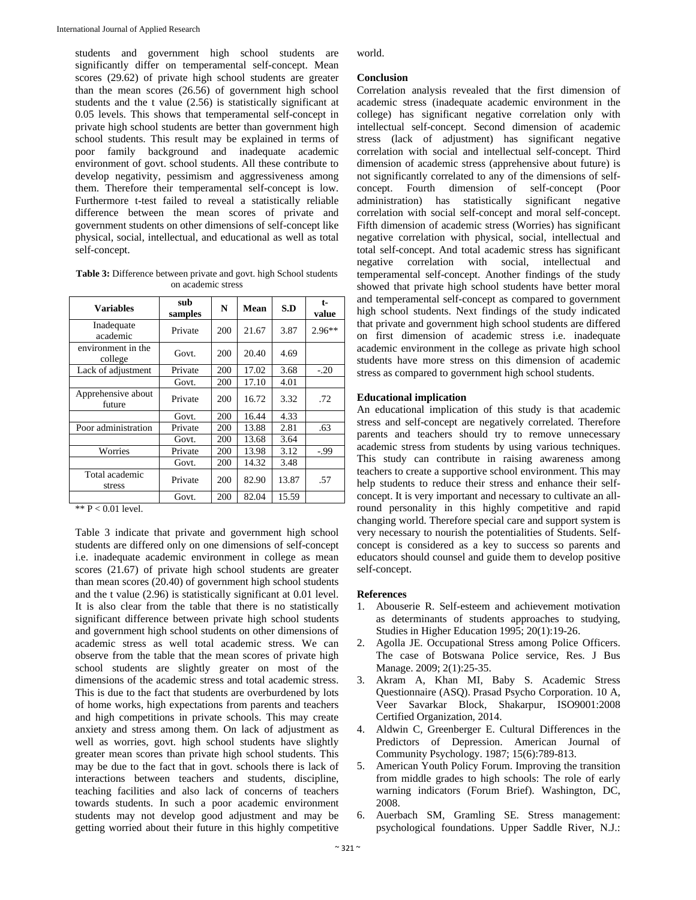students and government high school students are significantly differ on temperamental self-concept. Mean scores (29.62) of private high school students are greater than the mean scores (26.56) of government high school students and the t value (2.56) is statistically significant at 0.05 levels. This shows that temperamental self-concept in private high school students are better than government high school students. This result may be explained in terms of poor family background and inadequate academic environment of govt. school students. All these contribute to develop negativity, pessimism and aggressiveness among them. Therefore their temperamental self-concept is low. Furthermore t-test failed to reveal a statistically reliable difference between the mean scores of private and government students on other dimensions of self-concept like physical, social, intellectual, and educational as well as total self-concept.

**Table 3:** Difference between private and govt. high School students on academic stress

| Variables | sub samples | N | Mean | S.D | t-value |
|---|---|---|---|---|---|
| Inadequate academic | Private | 200 | 21.67 | 3.87 | 2.96** |
| environment in the college | Govt. | 200 | 20.40 | 4.69 | |
| Lack of adjustment | Private | 200 | 17.02 | 3.68 | -.20 |
| | Govt. | 200 | 17.10 | 4.01 | |
| Apprehensive about future | Private | 200 | 16.72 | 3.32 | .72 |
| | Govt. | 200 | 16.44 | 4.33 | |
| Poor administration | Private | 200 | 13.88 | 2.81 | .63 |
| | Govt. | 200 | 13.68 | 3.64 | |
| Worries | Private | 200 | 13.98 | 3.12 | -.99 |
| | Govt. | 200 | 14.32 | 3.48 | |
| Total academic stress | Private | 200 | 82.90 | 13.87 | .57 |
| | Govt. | 200 | 82.04 | 15.59 | |

** $P < 0.01$ level.

Table 3 indicate that private and government high school students are differed only on one dimensions of self-concept i.e. inadequate academic environment in college as mean scores (21.67) of private high school students are greater than mean scores (20.40) of government high school students and the t value (2.96) is statistically significant at 0.01 level. It is also clear from the table that there is no statistically significant difference between private high school students and government high school students on other dimensions of academic stress as well total academic stress. We can observe from the table that the mean scores of private high school students are slightly greater on most of the dimensions of the academic stress and total academic stress. This is due to the fact that students are overburdened by lots of home works, high expectations from parents and teachers and high competitions in private schools. This may create anxiety and stress among them. On lack of adjustment as well as worries, govt. high school students have slightly greater mean scores than private high school students. This may be due to the fact that in govt. schools there is lack of interactions between teachers and students, discipline, teaching facilities and also lack of concerns of teachers towards students. In such a poor academic environment students may not develop good adjustment and may be getting worried about their future in this highly competitive world.

## Conclusion

Correlation analysis revealed that the first dimension of academic stress (inadequate academic environment in the college) has significant negative correlation only with intellectual self-concept. Second dimension of academic stress (lack of adjustment) has significant negative correlation with social and intellectual self-concept. Third dimension of academic stress (apprehensive about future) is not significantly correlated to any of the dimensions of self-concept. Fourth dimension of self-concept (Poor administration) has statistically significant negative correlation with social self-concept and moral self-concept. Fifth dimension of academic stress (Worries) has significant negative correlation with physical, social, intellectual and total self-concept. And total academic stress has significant negative correlation with social, intellectual and temperamental self-concept. Another findings of the study showed that private high school students have better moral and temperamental self-concept as compared to government high school students. Next findings of the study indicated that private and government high school students are differed on first dimension of academic stress i.e. inadequate academic environment in the college as private high school students have more stress on this dimension of academic stress as compared to government high school students.

## Educational implication

An educational implication of this study is that academic stress and self-concept are negatively correlated. Therefore parents and teachers should try to remove unnecessary academic stress from students by using various techniques. This study can contribute in raising awareness among teachers to create a supportive school environment. This may help students to reduce their stress and enhance their self-concept. It is very important and necessary to cultivate an all-round personality in this highly competitive and rapid changing world. Therefore special care and support system is very necessary to nourish the potentialities of Students. Self-concept is considered as a key to success so parents and educators should counsel and guide them to develop positive self-concept.

## References

1. Abouserie R. Self-esteem and achievement motivation as determinants of students approaches to studying, Studies in Higher Education 1995; 20(1):19-26.
2. Agolla JE. Occupational Stress among Police Officers. The case of Botswana Police service, Res. J Bus Manage. 2009; 2(1):25-35.
3. Akram A, Khan MI, Baby S. Academic Stress Questionnaire (ASQ). Prasad Psycho Corporation. 10 A, Veer Savarkar Block, Shakarpur, ISO9001:2008 Certified Organization, 2014.
4. Aldwin C, Greenberger E. Cultural Differences in the Predictors of Depression. American Journal of Community Psychology. 1987; 15(6):789-813.
5. American Youth Policy Forum. Improving the transition from middle grades to high schools: The role of early warning indicators (Forum Brief). Washington, DC, 2008.
6. Auerbach SM, Gramling SE. Stress management: psychological foundations. Upper Saddle River, N.J.: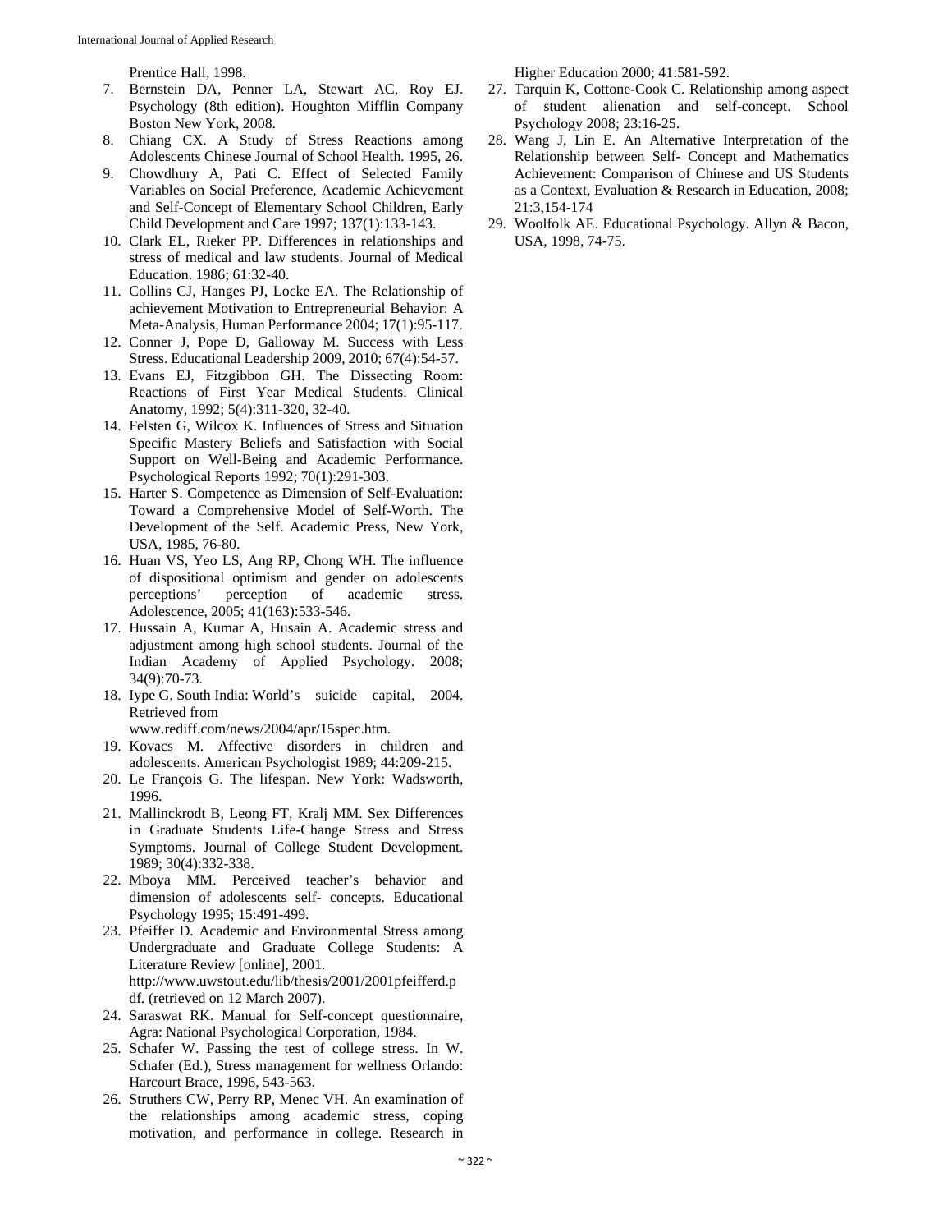Prentice Hall, 1998.

7. Bernstein DA, Penner LA, Stewart AC, Roy EJ. Psychology (8th edition). Houghton Mifflin Company Boston New York, 2008.
8. Chiang CX. A Study of Stress Reactions among Adolescents Chinese Journal of School Health. 1995, 26.
9. Chowdhury A, Pati C. Effect of Selected Family Variables on Social Preference, Academic Achievement and Self-Concept of Elementary School Children, Early Child Development and Care 1997; 137(1):133-143.
10. Clark EL, Rieker PP. Differences in relationships and stress of medical and law students. Journal of Medical Education. 1986; 61:32-40.
11. Collins CJ, Hanges PJ, Locke EA. The Relationship of achievement Motivation to Entrepreneurial Behavior: A Meta-Analysis, Human Performance 2004; 17(1):95-117.
12. Conner J, Pope D, Galloway M. Success with Less Stress. Educational Leadership 2009, 2010; 67(4):54-57.
13. Evans EJ, Fitzgibbon GH. The Dissecting Room: Reactions of First Year Medical Students. Clinical Anatomy, 1992; 5(4):311-320, 32-40.
14. Felsten G, Wilcox K. Influences of Stress and Situation Specific Mastery Beliefs and Satisfaction with Social Support on Well-Being and Academic Performance. Psychological Reports 1992; 70(1):291-303.
15. Harter S. Competence as Dimension of Self-Evaluation: Toward a Comprehensive Model of Self-Worth. The Development of the Self. Academic Press, New York, USA, 1985, 76-80.
16. Huan VS, Yeo LS, Ang RP, Chong WH. The influence of dispositional optimism and gender on adolescents perceptions' perception of academic stress. Adolescence, 2005; 41(163):533-546.
17. Hussain A, Kumar A, Husain A. Academic stress and adjustment among high school students. Journal of the Indian Academy of Applied Psychology. 2008; 34(9):70-73.
18. Iype G. South India: World's suicide capital, 2004. Retrieved from www.rediff.com/news/2004/apr/15spec.htm.
19. Kovacs M. Affective disorders in children and adolescents. American Psychologist 1989; 44:209-215.
20. Le François G. The lifespan. New York: Wadsworth, 1996.
21. Mallinckrodt B, Leong FT, Kralj MM. Sex Differences in Graduate Students Life-Change Stress and Stress Symptoms. Journal of College Student Development. 1989; 30(4):332-338.
22. Mboya MM. Perceived teacher's behavior and dimension of adolescents self- concepts. Educational Psychology 1995; 15:491-499.
23. Pfeiffer D. Academic and Environmental Stress among Undergraduate and Graduate College Students: A Literature Review [online], 2001. http://www.uwstout.edu/lib/thesis/2001/2001pfeifferd.pdf. (retrieved on 12 March 2007).
24. Saraswat RK. Manual for Self-concept questionnaire, Agra: National Psychological Corporation, 1984.
25. Schafer W. Passing the test of college stress. In W. Schafer (Ed.), Stress management for wellness Orlando: Harcourt Brace, 1996, 543-563.
26. Struthers CW, Perry RP, Menec VH. An examination of the relationships among academic stress, coping motivation, and performance in college. Research in Higher Education 2000; 41:581-592.
27. Tarquin K, Cottone-Cook C. Relationship among aspect of student alienation and self-concept. School Psychology 2008; 23:16-25.
28. Wang J, Lin E. An Alternative Interpretation of the Relationship between Self- Concept and Mathematics Achievement: Comparison of Chinese and US Students as a Context, Evaluation & Research in Education, 2008; 21:3,154-174
29. Woolfolk AE. Educational Psychology. Allyn & Bacon, USA, 1998, 74-75.